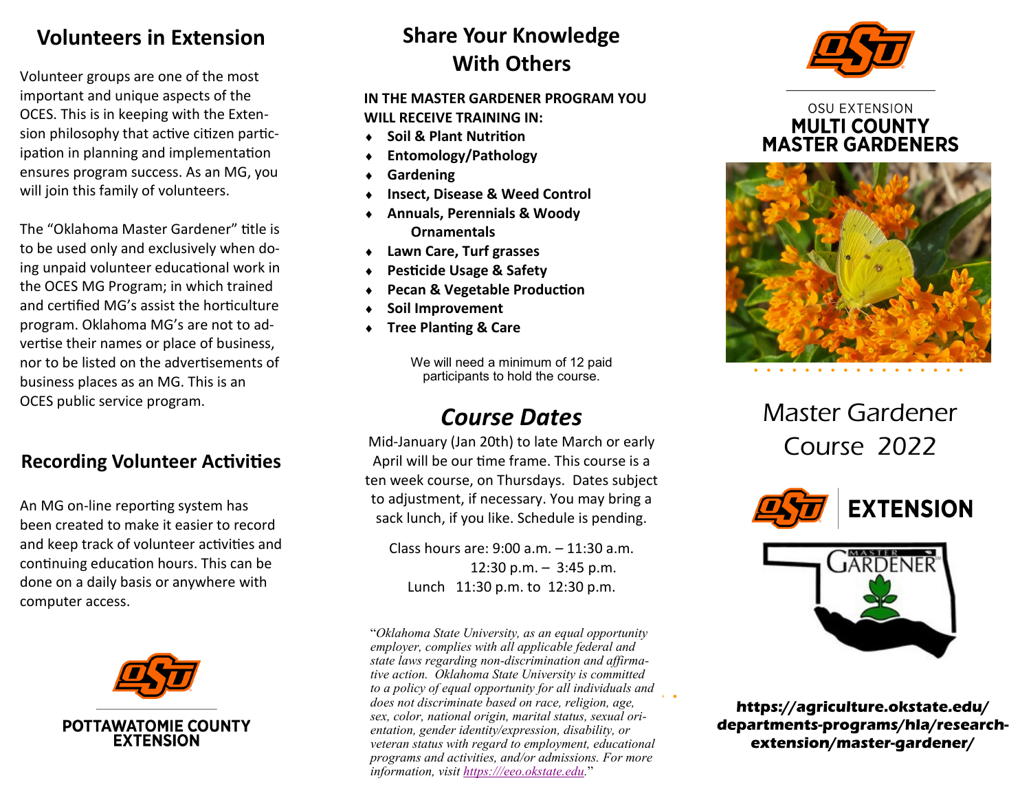## Volunteers in Extension

Volunteer groups are one of the most important and unique aspects of the OCES. This is in keeping with the Extension philosophy that active citizen participation in planning and implementation ensures program success. As an MG, you will join this family of volunteers.

The "Oklahoma Master Gardener" title is to be used only and exclusively when doing unpaid volunteer educational work in the OCES MG Program; in which trained and certified MG's assist the horticulture program. Oklahoma MG's are not to advertise their names or place of business, nor to be listed on the advertisements of business places as an MG. This is an OCES public service program.

## Recording Volunteer Activities

An MG on-line reporting system has been created to make it easier to record and keep track of volunteer activities and continuing education hours. This can be done on a daily basis or anywhere with computer access.

POTTAWATOMIE COUNTY EXTENSION

## Share Your Knowledge With Others

**IN THE MASTER GARDENER PROGRAM YOU WILL RECEIVE TRAINING IN:**

- **Soil & Plant Nutrition**
- **Entomology/Pathology**
- **Gardening**
- **Insect, Disease & Weed Control**
- **Annuals, Perennials & Woody Ornamentals**
- **Lawn Care, Turf grasses**
- **Pesticide Usage & Safety**
- **Pecan & Vegetable Production**
- **Soil Improvement**
- **Tree Planting & Care**

We will need a minimum of 12 paid participants to hold the course.

## *Course Dates*

Mid-January (Jan 20th) to late March or early April will be our time frame. This course is a ten week course, on Thursdays. Dates subject to adjustment, if necessary. You may bring a sack lunch, if you like. Schedule is pending.

Class hours are: 9:00 a.m. – 11:30 a.m.
12:30 p.m. – 3:45 p.m.
Lunch 11:30 p.m. to 12:30 p.m.

"*Oklahoma State University, as an equal opportunity employer, complies with all applicable federal and state laws regarding non-discrimination and affirmative action. Oklahoma State University is committed to a policy of equal opportunity for all individuals and does not discriminate based on race, religion, age, sex, color, national origin, marital status, sexual orientation, gender identity/expression, disability, or veteran status with regard to employment, educational programs and activities, and/or admissions. For more information, visit https:///eeo.okstate.edu.*"

OSU EXTENSION
**MULTI COUNTY MASTER GARDENERS**

# Master Gardener Course 2022

EXTENSION

MASTER GARDENER

**https://agriculture.okstate.edu/departments-programs/hla/research-extension/master-gardener/**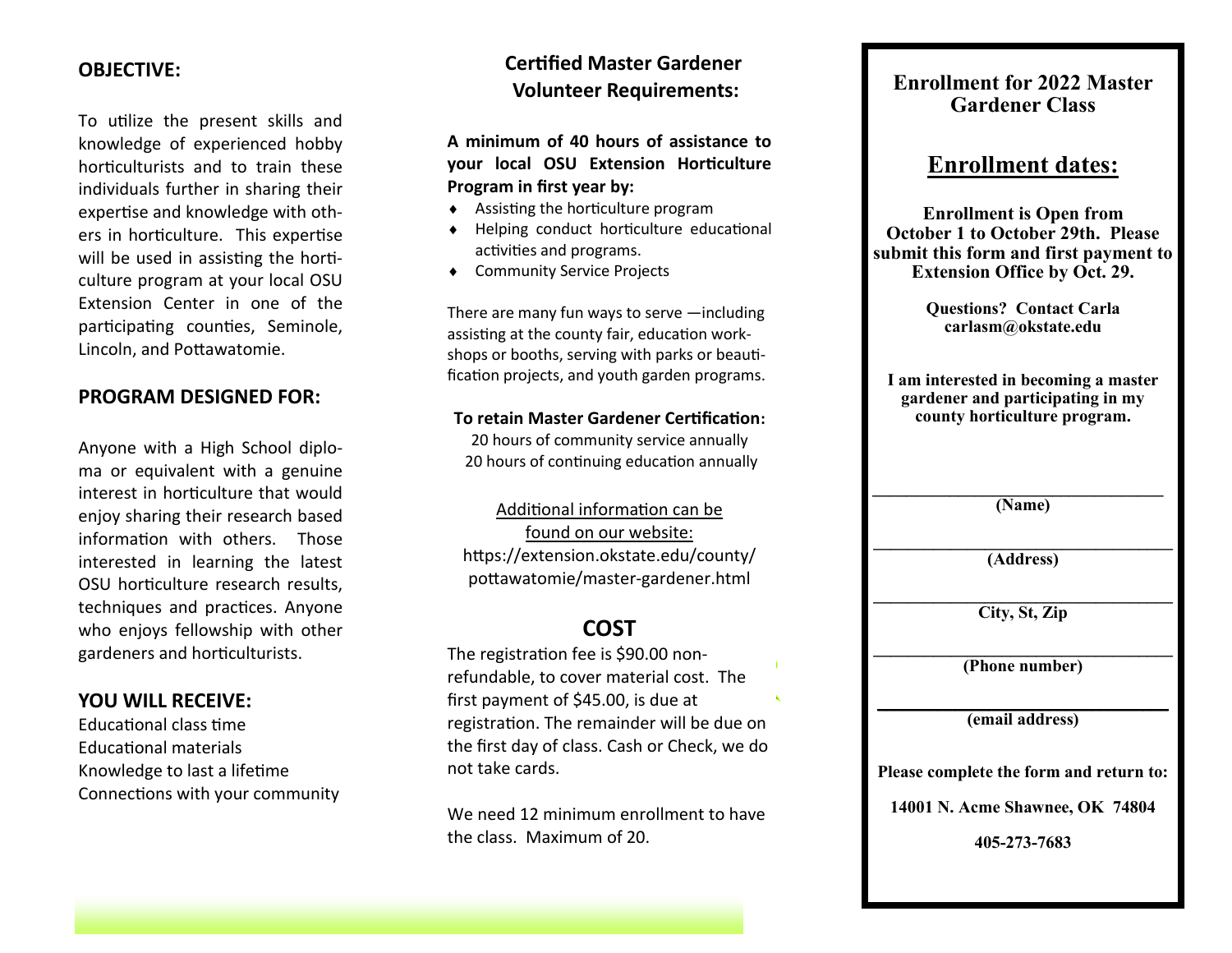## OBJECTIVE:

To utilize the present skills and knowledge of experienced hobby horticulturists and to train these individuals further in sharing their expertise and knowledge with others in horticulture. This expertise will be used in assisting the horticulture program at your local OSU Extension Center in one of the participating counties, Seminole, Lincoln, and Pottawatomie.

## PROGRAM DESIGNED FOR:

Anyone with a High School diploma or equivalent with a genuine interest in horticulture that would enjoy sharing their research based information with others. Those interested in learning the latest OSU horticulture research results, techniques and practices. Anyone who enjoys fellowship with other gardeners and horticulturists.

## YOU WILL RECEIVE:

Educational class time
Educational materials
Knowledge to last a lifetime
Connections with your community

## Certified Master Gardener Volunteer Requirements:

**A minimum of 40 hours of assistance to your local OSU Extension Horticulture Program in first year by:**

- Assisting the horticulture program
- Helping conduct horticulture educational activities and programs.
- Community Service Projects

There are many fun ways to serve —including assisting at the county fair, education workshops or booths, serving with parks or beautification projects, and youth garden programs.

**To retain Master Gardener Certification:**
20 hours of community service annually
20 hours of continuing education annually

Additional information can be found on our website:
https://extension.okstate.edu/county/pottawatomie/master-gardener.html

## COST

The registration fee is $90.00 non-refundable, to cover material cost. The first payment of $45.00, is due at registration. The remainder will be due on the first day of class. Cash or Check, we do not take cards.

We need 12 minimum enrollment to have the class. Maximum of 20.

## Enrollment for 2022 Master Gardener Class

## Enrollment dates:

**Enrollment is Open from October 1 to October 29th. Please submit this form and first payment to Extension Office by Oct. 29.**

**Questions? Contact Carla carlasm@okstate.edu**

**I am interested in becoming a master gardener and participating in my county horticulture program.**

________________________________
**(Name)**

________________________________
**(Address)**

________________________________
**City, St, Zip**

________________________________
**(Phone number)**

________________________________
**(email address)**

**Please complete the form and return to:**

**14001 N. Acme Shawnee, OK 74804**

**405-273-7683**